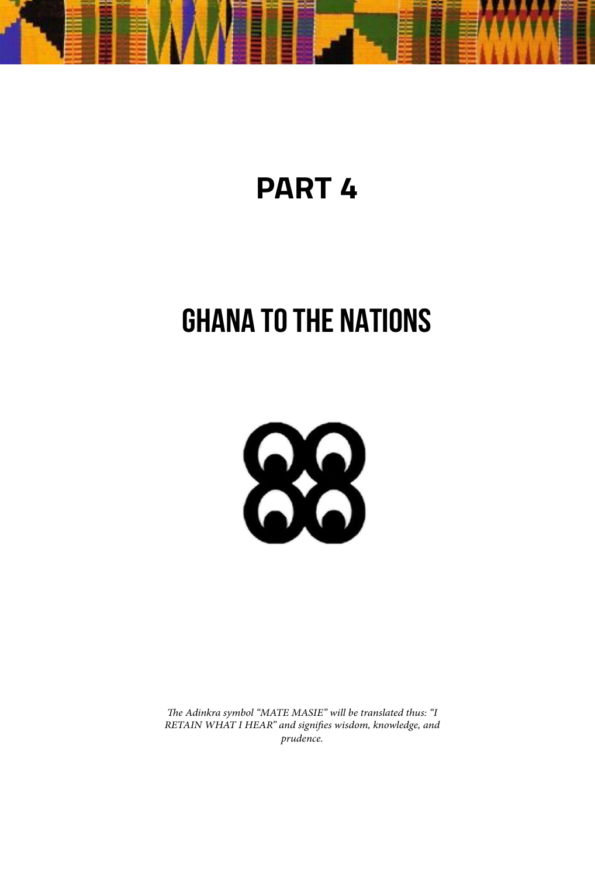# PART 4

# GHANA TO THE NATIONS

*The Adinkra symbol "MATE MASIE" will be translated thus: "I RETAIN WHAT I HEAR" and signifies wisdom, knowledge, and prudence.*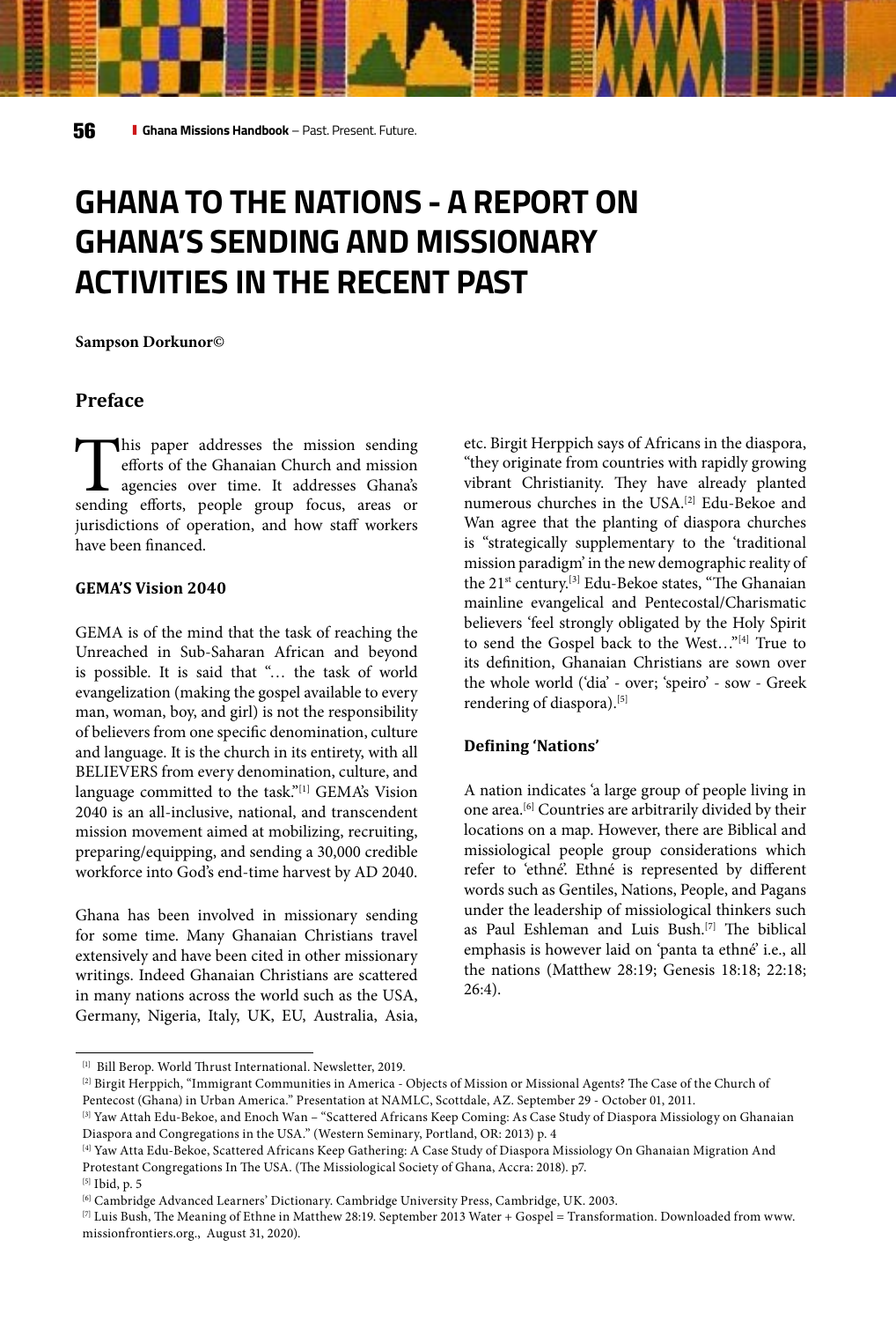# GHANA TO THE NATIONS - A REPORT ON GHANA'S SENDING AND MISSIONARY ACTIVITIES IN THE RECENT PAST

**Sampson Dorkunor©**

## Preface

This paper addresses the mission sending efforts of the Ghanaian Church and mission agencies over time. It addresses Ghana's sending efforts, people group focus, areas or jurisdictions of operation, and how staff workers have been financed.

### GEMA'S Vision 2040

GEMA is of the mind that the task of reaching the Unreached in Sub-Saharan African and beyond is possible. It is said that "… the task of world evangelization (making the gospel available to every man, woman, boy, and girl) is not the responsibility of believers from one specific denomination, culture and language. It is the church in its entirety, with all BELIEVERS from every denomination, culture, and language committed to the task."[1] GEMA's Vision 2040 is an all-inclusive, national, and transcendent mission movement aimed at mobilizing, recruiting, preparing/equipping, and sending a 30,000 credible workforce into God's end-time harvest by AD 2040.

Ghana has been involved in missionary sending for some time. Many Ghanaian Christians travel extensively and have been cited in other missionary writings. Indeed Ghanaian Christians are scattered in many nations across the world such as the USA, Germany, Nigeria, Italy, UK, EU, Australia, Asia, etc. Birgit Herppich says of Africans in the diaspora, "they originate from countries with rapidly growing vibrant Christianity. They have already planted numerous churches in the USA.[2] Edu-Bekoe and Wan agree that the planting of diaspora churches is "strategically supplementary to the 'traditional mission paradigm' in the new demographic reality of the 21st century.[3] Edu-Bekoe states, "The Ghanaian mainline evangelical and Pentecostal/Charismatic believers 'feel strongly obligated by the Holy Spirit to send the Gospel back to the West…"[4] True to its definition, Ghanaian Christians are sown over the whole world ('dia' - over; 'speiro' - sow - Greek rendering of diaspora).[5]

### Defining 'Nations'

A nation indicates 'a large group of people living in one area.[6] Countries are arbitrarily divided by their locations on a map. However, there are Biblical and missiological people group considerations which refer to 'ethné'. Ethné is represented by different words such as Gentiles, Nations, People, and Pagans under the leadership of missiological thinkers such as Paul Eshleman and Luis Bush.[7] The biblical emphasis is however laid on 'panta ta ethné' i.e., all the nations (Matthew 28:19; Genesis 18:18; 22:18; 26:4).

---

[1] Bill Berop. World Thrust International. Newsletter, 2019.

[2] Birgit Herppich, "Immigrant Communities in America - Objects of Mission or Missional Agents? The Case of the Church of Pentecost (Ghana) in Urban America." Presentation at NAMLC, Scottdale, AZ. September 29 - October 01, 2011.

[3] Yaw Attah Edu-Bekoe, and Enoch Wan – "Scattered Africans Keep Coming: As Case Study of Diaspora Missiology on Ghanaian Diaspora and Congregations in the USA." (Western Seminary, Portland, OR: 2013) p. 4

[4] Yaw Atta Edu-Bekoe, Scattered Africans Keep Gathering: A Case Study of Diaspora Missiology On Ghanaian Migration And Protestant Congregations In The USA. (The Missiological Society of Ghana, Accra: 2018). p7.

[5] Ibid, p. 5

[6] Cambridge Advanced Learners' Dictionary. Cambridge University Press, Cambridge, UK. 2003.

[7] Luis Bush, The Meaning of Ethne in Matthew 28:19. September 2013 Water + Gospel = Transformation. Downloaded from www.missionfrontiers.org., August 31, 2020).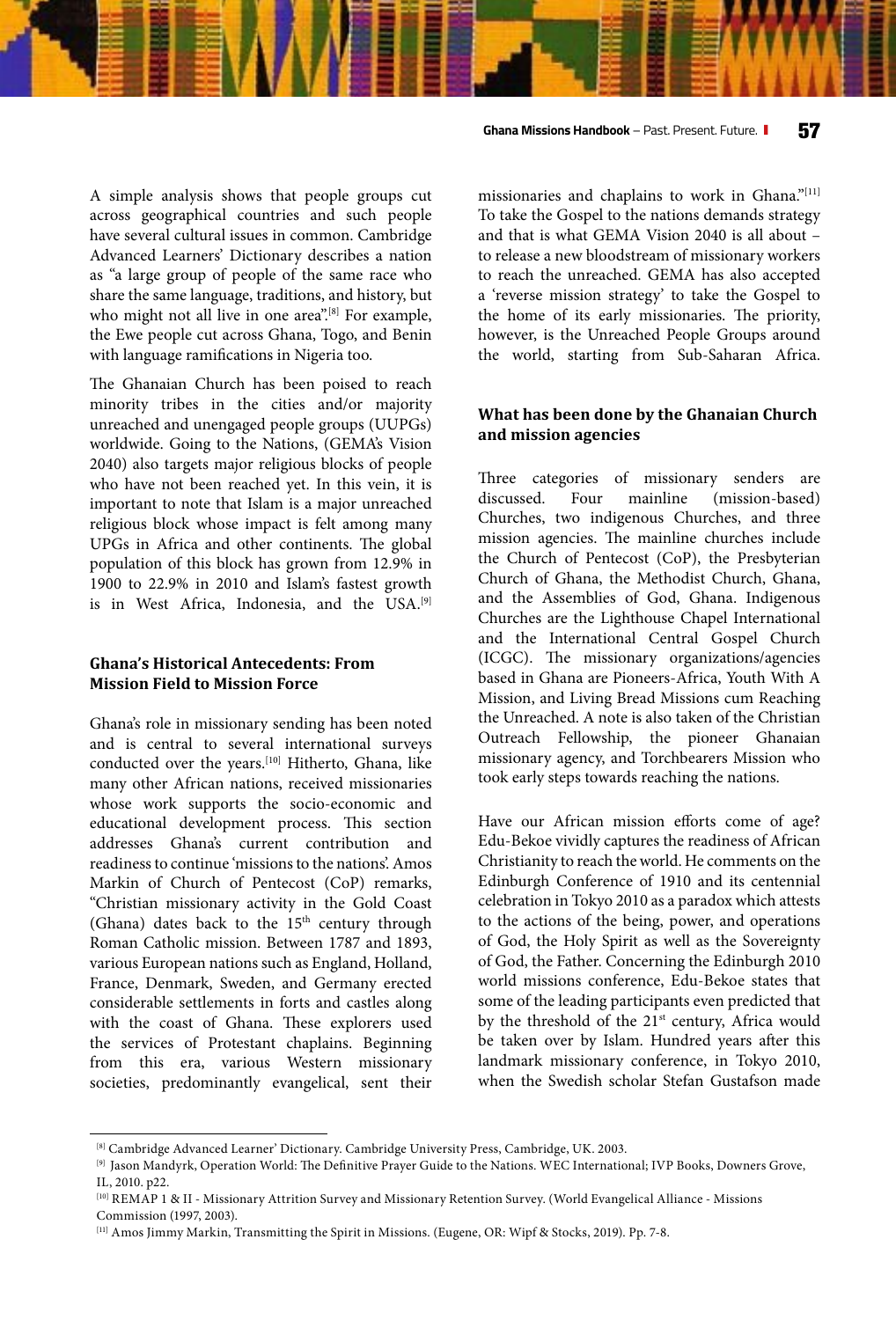A simple analysis shows that people groups cut across geographical countries and such people have several cultural issues in common. Cambridge Advanced Learners' Dictionary describes a nation as "a large group of people of the same race who share the same language, traditions, and history, but who might not all live in one area".[8] For example, the Ewe people cut across Ghana, Togo, and Benin with language ramifications in Nigeria too.

The Ghanaian Church has been poised to reach minority tribes in the cities and/or majority unreached and unengaged people groups (UUPGs) worldwide. Going to the Nations, (GEMA's Vision 2040) also targets major religious blocks of people who have not been reached yet. In this vein, it is important to note that Islam is a major unreached religious block whose impact is felt among many UPGs in Africa and other continents. The global population of this block has grown from 12.9% in 1900 to 22.9% in 2010 and Islam's fastest growth is in West Africa, Indonesia, and the USA.[9]

### Ghana's Historical Antecedents: From Mission Field to Mission Force

Ghana's role in missionary sending has been noted and is central to several international surveys conducted over the years.[10] Hitherto, Ghana, like many other African nations, received missionaries whose work supports the socio-economic and educational development process. This section addresses Ghana's current contribution and readiness to continue 'missions to the nations'. Amos Markin of Church of Pentecost (CoP) remarks, "Christian missionary activity in the Gold Coast (Ghana) dates back to the 15th century through Roman Catholic mission. Between 1787 and 1893, various European nations such as England, Holland, France, Denmark, Sweden, and Germany erected considerable settlements in forts and castles along with the coast of Ghana. These explorers used the services of Protestant chaplains. Beginning from this era, various Western missionary societies, predominantly evangelical, sent their missionaries and chaplains to work in Ghana."[11] To take the Gospel to the nations demands strategy and that is what GEMA Vision 2040 is all about – to release a new bloodstream of missionary workers to reach the unreached. GEMA has also accepted a 'reverse mission strategy' to take the Gospel to the home of its early missionaries. The priority, however, is the Unreached People Groups around the world, starting from Sub-Saharan Africa.

### What has been done by the Ghanaian Church and mission agencies

Three categories of missionary senders are discussed. Four mainline (mission-based) Churches, two indigenous Churches, and three mission agencies. The mainline churches include the Church of Pentecost (CoP), the Presbyterian Church of Ghana, the Methodist Church, Ghana, and the Assemblies of God, Ghana. Indigenous Churches are the Lighthouse Chapel International and the International Central Gospel Church (ICGC). The missionary organizations/agencies based in Ghana are Pioneers-Africa, Youth With A Mission, and Living Bread Missions cum Reaching the Unreached. A note is also taken of the Christian Outreach Fellowship, the pioneer Ghanaian missionary agency, and Torchbearers Mission who took early steps towards reaching the nations.

Have our African mission efforts come of age? Edu-Bekoe vividly captures the readiness of African Christianity to reach the world. He comments on the Edinburgh Conference of 1910 and its centennial celebration in Tokyo 2010 as a paradox which attests to the actions of the being, power, and operations of God, the Holy Spirit as well as the Sovereignty of God, the Father. Concerning the Edinburgh 2010 world missions conference, Edu-Bekoe states that some of the leading participants even predicted that by the threshold of the 21st century, Africa would be taken over by Islam. Hundred years after this landmark missionary conference, in Tokyo 2010, when the Swedish scholar Stefan Gustafson made

---

[8] Cambridge Advanced Learner' Dictionary. Cambridge University Press, Cambridge, UK. 2003.

[9] Jason Mandyrk, Operation World: The Definitive Prayer Guide to the Nations. WEC International; IVP Books, Downers Grove, IL, 2010. p22.

[10] REMAP 1 & II - Missionary Attrition Survey and Missionary Retention Survey. (World Evangelical Alliance - Missions Commission (1997, 2003).

[11] Amos Jimmy Markin, Transmitting the Spirit in Missions. (Eugene, OR: Wipf & Stocks, 2019). Pp. 7-8.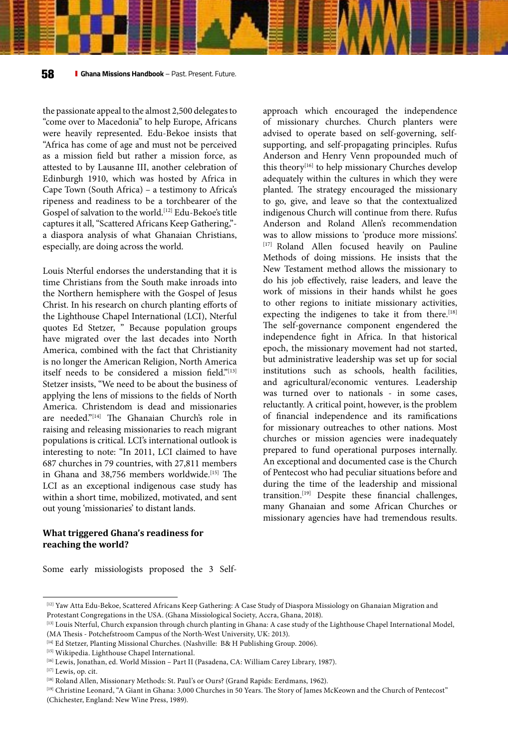the passionate appeal to the almost 2,500 delegates to "come over to Macedonia" to help Europe, Africans were heavily represented. Edu-Bekoe insists that "Africa has come of age and must not be perceived as a mission field but rather a mission force, as attested to by Lausanne III, another celebration of Edinburgh 1910, which was hosted by Africa in Cape Town (South Africa) – a testimony to Africa's ripeness and readiness to be a torchbearer of the Gospel of salvation to the world.[12] Edu-Bekoe's title captures it all, "Scattered Africans Keep Gathering,"- a diaspora analysis of what Ghanaian Christians, especially, are doing across the world.

Louis Nterful endorses the understanding that it is time Christians from the South make inroads into the Northern hemisphere with the Gospel of Jesus Christ. In his research on church planting efforts of the Lighthouse Chapel International (LCI), Nterful quotes Ed Stetzer, " Because population groups have migrated over the last decades into North America, combined with the fact that Christianity is no longer the American Religion, North America itself needs to be considered a mission field."[13] Stetzer insists, "We need to be about the business of applying the lens of missions to the fields of North America. Christendom is dead and missionaries are needed."[14] The Ghanaian Church's role in raising and releasing missionaries to reach migrant populations is critical. LCI's international outlook is interesting to note: "In 2011, LCI claimed to have 687 churches in 79 countries, with 27,811 members in Ghana and 38,756 members worldwide.[15] The LCI as an exceptional indigenous case study has within a short time, mobilized, motivated, and sent out young 'missionaries' to distant lands.

## What triggered Ghana's readiness for reaching the world?

Some early missiologists proposed the 3 Self-approach which encouraged the independence of missionary churches. Church planters were advised to operate based on self-governing, self-supporting, and self-propagating principles. Rufus Anderson and Henry Venn propounded much of this theory[16] to help missionary Churches develop adequately within the cultures in which they were planted. The strategy encouraged the missionary to go, give, and leave so that the contextualized indigenous Church will continue from there. Rufus Anderson and Roland Allen's recommendation was to allow missions to 'produce more missions'.[17] Roland Allen focused heavily on Pauline Methods of doing missions. He insists that the New Testament method allows the missionary to do his job effectively, raise leaders, and leave the work of missions in their hands whilst he goes to other regions to initiate missionary activities, expecting the indigenes to take it from there.[18] The self-governance component engendered the independence fight in Africa. In that historical epoch, the missionary movement had not started, but administrative leadership was set up for social institutions such as schools, health facilities, and agricultural/economic ventures. Leadership was turned over to nationals - in some cases, reluctantly. A critical point, however, is the problem of financial independence and its ramifications for missionary outreaches to other nations. Most churches or mission agencies were inadequately prepared to fund operational purposes internally. An exceptional and documented case is the Church of Pentecost who had peculiar situations before and during the time of the leadership and missional transition.[19] Despite these financial challenges, many Ghanaian and some African Churches or missionary agencies have had tremendous results.

---

[12] Yaw Atta Edu-Bekoe, Scattered Africans Keep Gathering: A Case Study of Diaspora Missiology on Ghanaian Migration and Protestant Congregations in the USA. (Ghana Missiological Society, Accra, Ghana, 2018).

[13] Louis Nterful, Church expansion through church planting in Ghana: A case study of the Lighthouse Chapel International Model, (MA Thesis - Potchefstroom Campus of the North-West University, UK: 2013).

[14] Ed Stetzer, Planting Missional Churches. (Nashville: B& H Publishing Group. 2006).

[15] Wikipedia. Lighthouse Chapel International.

[16] Lewis, Jonathan, ed. World Mission – Part II (Pasadena, CA: William Carey Library, 1987).

[17] Lewis, op. cit.

[18] Roland Allen, Missionary Methods: St. Paul's or Ours? (Grand Rapids: Eerdmans, 1962).

[19] Christine Leonard, "A Giant in Ghana: 3,000 Churches in 50 Years. The Story of James McKeown and the Church of Pentecost" (Chichester, England: New Wine Press, 1989).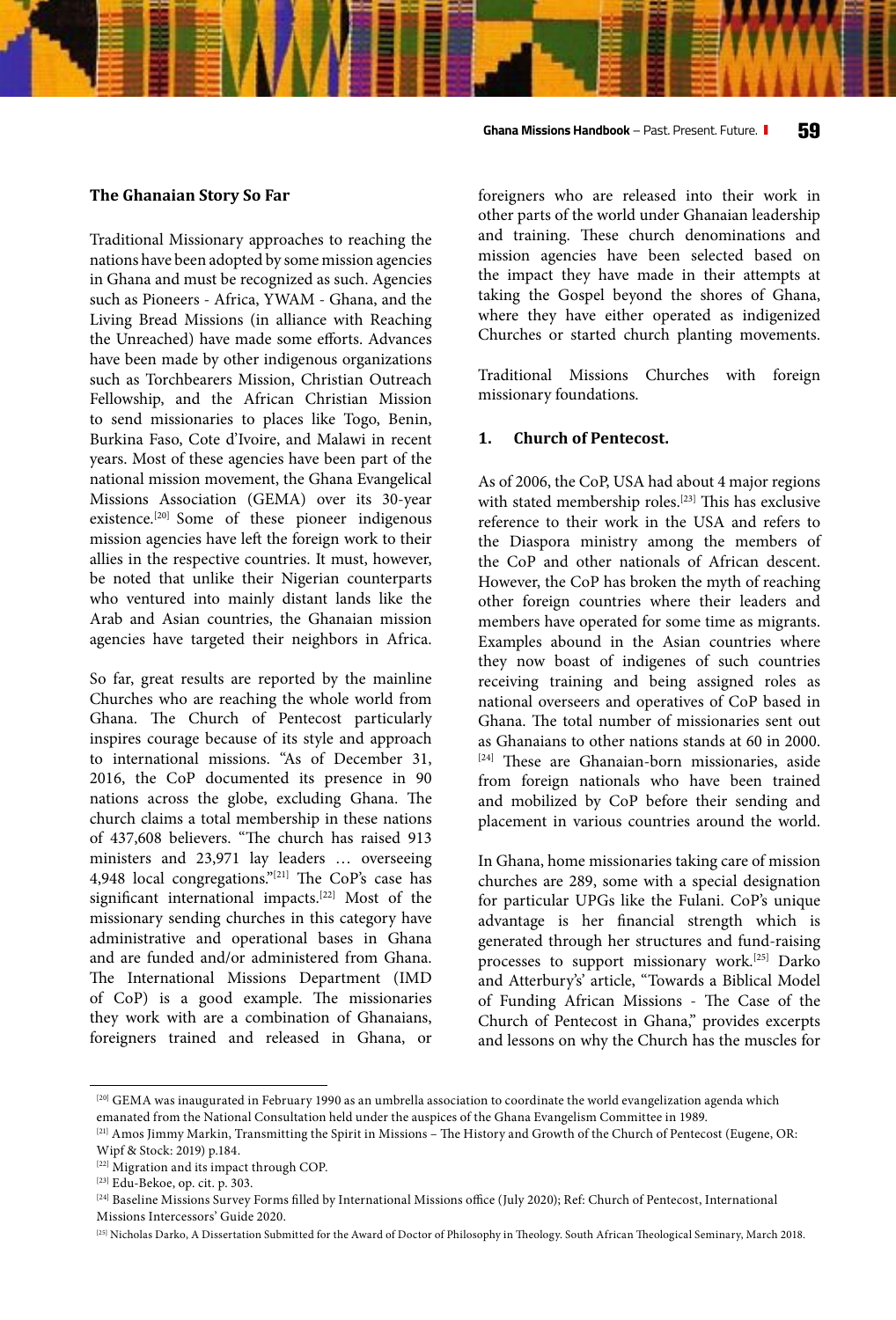### The Ghanaian Story So Far

Traditional Missionary approaches to reaching the nations have been adopted by some mission agencies in Ghana and must be recognized as such. Agencies such as Pioneers - Africa, YWAM - Ghana, and the Living Bread Missions (in alliance with Reaching the Unreached) have made some efforts. Advances have been made by other indigenous organizations such as Torchbearers Mission, Christian Outreach Fellowship, and the African Christian Mission to send missionaries to places like Togo, Benin, Burkina Faso, Cote d'Ivoire, and Malawi in recent years. Most of these agencies have been part of the national mission movement, the Ghana Evangelical Missions Association (GEMA) over its 30-year existence.[20] Some of these pioneer indigenous mission agencies have left the foreign work to their allies in the respective countries. It must, however, be noted that unlike their Nigerian counterparts who ventured into mainly distant lands like the Arab and Asian countries, the Ghanaian mission agencies have targeted their neighbors in Africa.

So far, great results are reported by the mainline Churches who are reaching the whole world from Ghana. The Church of Pentecost particularly inspires courage because of its style and approach to international missions. "As of December 31, 2016, the CoP documented its presence in 90 nations across the globe, excluding Ghana. The church claims a total membership in these nations of 437,608 believers. "The church has raised 913 ministers and 23,971 lay leaders … overseeing 4,948 local congregations."[21] The CoP's case has significant international impacts.[22] Most of the missionary sending churches in this category have administrative and operational bases in Ghana and are funded and/or administered from Ghana. The International Missions Department (IMD of CoP) is a good example. The missionaries they work with are a combination of Ghanaians, foreigners trained and released in Ghana, or foreigners who are released into their work in other parts of the world under Ghanaian leadership and training. These church denominations and mission agencies have been selected based on the impact they have made in their attempts at taking the Gospel beyond the shores of Ghana, where they have either operated as indigenized Churches or started church planting movements.

Traditional Missions Churches with foreign missionary foundations.

#### 1. Church of Pentecost.

As of 2006, the CoP, USA had about 4 major regions with stated membership roles.[23] This has exclusive reference to their work in the USA and refers to the Diaspora ministry among the members of the CoP and other nationals of African descent. However, the CoP has broken the myth of reaching other foreign countries where their leaders and members have operated for some time as migrants. Examples abound in the Asian countries where they now boast of indigenes of such countries receiving training and being assigned roles as national overseers and operatives of CoP based in Ghana. The total number of missionaries sent out as Ghanaians to other nations stands at 60 in 2000.[24] These are Ghanaian-born missionaries, aside from foreign nationals who have been trained and mobilized by CoP before their sending and placement in various countries around the world.

In Ghana, home missionaries taking care of mission churches are 289, some with a special designation for particular UPGs like the Fulani. CoP's unique advantage is her financial strength which is generated through her structures and fund-raising processes to support missionary work.[25] Darko and Atterbury's' article, "Towards a Biblical Model of Funding African Missions - The Case of the Church of Pentecost in Ghana," provides excerpts and lessons on why the Church has the muscles for

---

[20] GEMA was inaugurated in February 1990 as an umbrella association to coordinate the world evangelization agenda which emanated from the National Consultation held under the auspices of the Ghana Evangelism Committee in 1989.

[21] Amos Jimmy Markin, Transmitting the Spirit in Missions – The History and Growth of the Church of Pentecost (Eugene, OR: Wipf & Stock: 2019) p.184.

[22] Migration and its impact through COP.

[23] Edu-Bekoe, op. cit. p. 303.

[24] Baseline Missions Survey Forms filled by International Missions office (July 2020); Ref: Church of Pentecost, International Missions Intercessors' Guide 2020.

[25] Nicholas Darko, A Dissertation Submitted for the Award of Doctor of Philosophy in Theology. South African Theological Seminary, March 2018.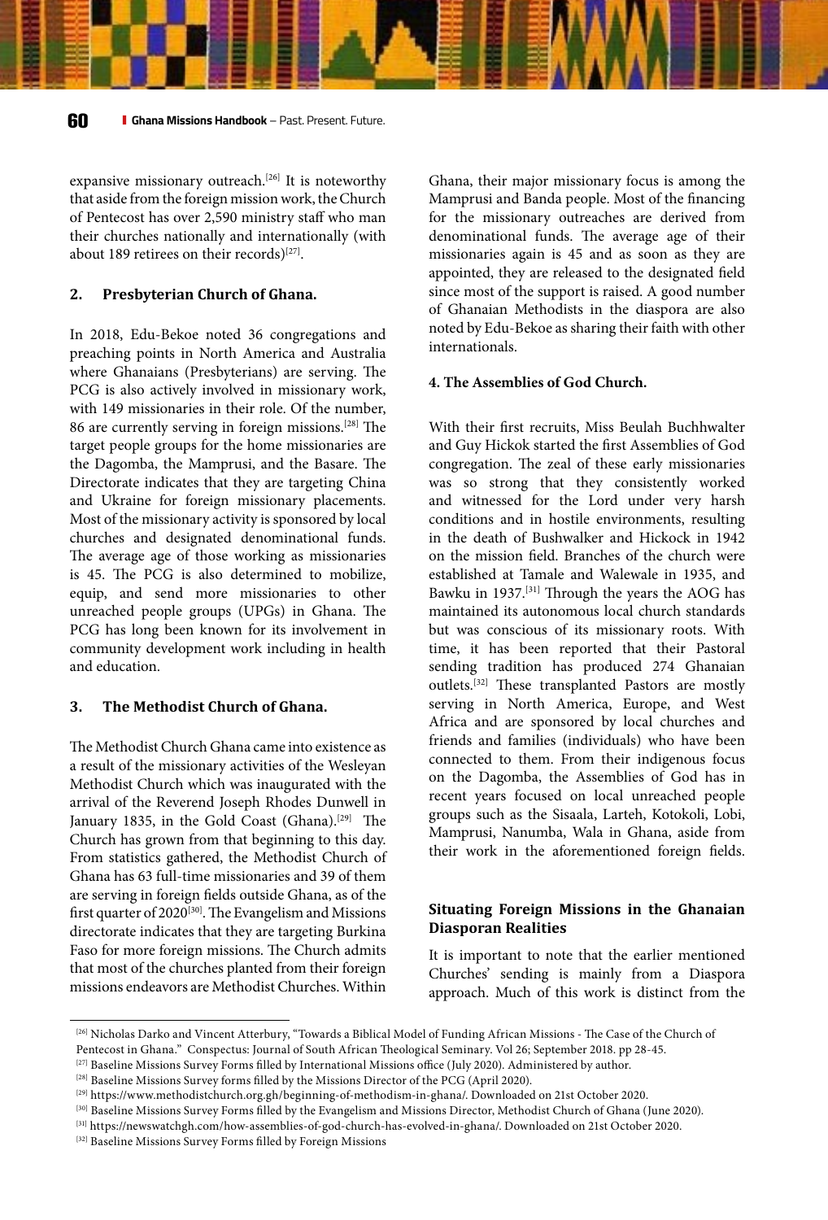expansive missionary outreach.[26] It is noteworthy that aside from the foreign mission work, the Church of Pentecost has over 2,590 ministry staff who man their churches nationally and internationally (with about 189 retirees on their records)[27].

### 2. Presbyterian Church of Ghana.

In 2018, Edu-Bekoe noted 36 congregations and preaching points in North America and Australia where Ghanaians (Presbyterians) are serving. The PCG is also actively involved in missionary work, with 149 missionaries in their role. Of the number, 86 are currently serving in foreign missions.[28] The target people groups for the home missionaries are the Dagomba, the Mamprusi, and the Basare. The Directorate indicates that they are targeting China and Ukraine for foreign missionary placements. Most of the missionary activity is sponsored by local churches and designated denominational funds. The average age of those working as missionaries is 45. The PCG is also determined to mobilize, equip, and send more missionaries to other unreached people groups (UPGs) in Ghana. The PCG has long been known for its involvement in community development work including in health and education.

### 3. The Methodist Church of Ghana.

The Methodist Church Ghana came into existence as a result of the missionary activities of the Wesleyan Methodist Church which was inaugurated with the arrival of the Reverend Joseph Rhodes Dunwell in January 1835, in the Gold Coast (Ghana).[29] The Church has grown from that beginning to this day. From statistics gathered, the Methodist Church of Ghana has 63 full-time missionaries and 39 of them are serving in foreign fields outside Ghana, as of the first quarter of 2020[30]. The Evangelism and Missions directorate indicates that they are targeting Burkina Faso for more foreign missions. The Church admits that most of the churches planted from their foreign missions endeavors are Methodist Churches. Within Ghana, their major missionary focus is among the Mamprusi and Banda people. Most of the financing for the missionary outreaches are derived from denominational funds. The average age of their missionaries again is 45 and as soon as they are appointed, they are released to the designated field since most of the support is raised. A good number of Ghanaian Methodists in the diaspora are also noted by Edu-Bekoe as sharing their faith with other internationals.

### 4. The Assemblies of God Church.

With their first recruits, Miss Beulah Buchhwalter and Guy Hickok started the first Assemblies of God congregation. The zeal of these early missionaries was so strong that they consistently worked and witnessed for the Lord under very harsh conditions and in hostile environments, resulting in the death of Bushwalker and Hickock in 1942 on the mission field. Branches of the church were established at Tamale and Walewale in 1935, and Bawku in 1937.[31] Through the years the AOG has maintained its autonomous local church standards but was conscious of its missionary roots. With time, it has been reported that their Pastoral sending tradition has produced 274 Ghanaian outlets.[32] These transplanted Pastors are mostly serving in North America, Europe, and West Africa and are sponsored by local churches and friends and families (individuals) who have been connected to them. From their indigenous focus on the Dagomba, the Assemblies of God has in recent years focused on local unreached people groups such as the Sisaala, Larteh, Kotokoli, Lobi, Mamprusi, Nanumba, Wala in Ghana, aside from their work in the aforementioned foreign fields.

## Situating Foreign Missions in the Ghanaian Diasporan Realities

It is important to note that the earlier mentioned Churches' sending is mainly from a Diaspora approach. Much of this work is distinct from the

---

[26] Nicholas Darko and Vincent Atterbury, "Towards a Biblical Model of Funding African Missions - The Case of the Church of Pentecost in Ghana." Conspectus: Journal of South African Theological Seminary. Vol 26; September 2018. pp 28-45.

[27] Baseline Missions Survey Forms filled by International Missions office (July 2020). Administered by author.

[28] Baseline Missions Survey forms filled by the Missions Director of the PCG (April 2020).

[29] https://www.methodistchurch.org.gh/beginning-of-methodism-in-ghana/. Downloaded on 21st October 2020.

[30] Baseline Missions Survey Forms filled by the Evangelism and Missions Director, Methodist Church of Ghana (June 2020).

[31] https://newswatchgh.com/how-assemblies-of-god-church-has-evolved-in-ghana/. Downloaded on 21st October 2020.

[32] Baseline Missions Survey Forms filled by Foreign Missions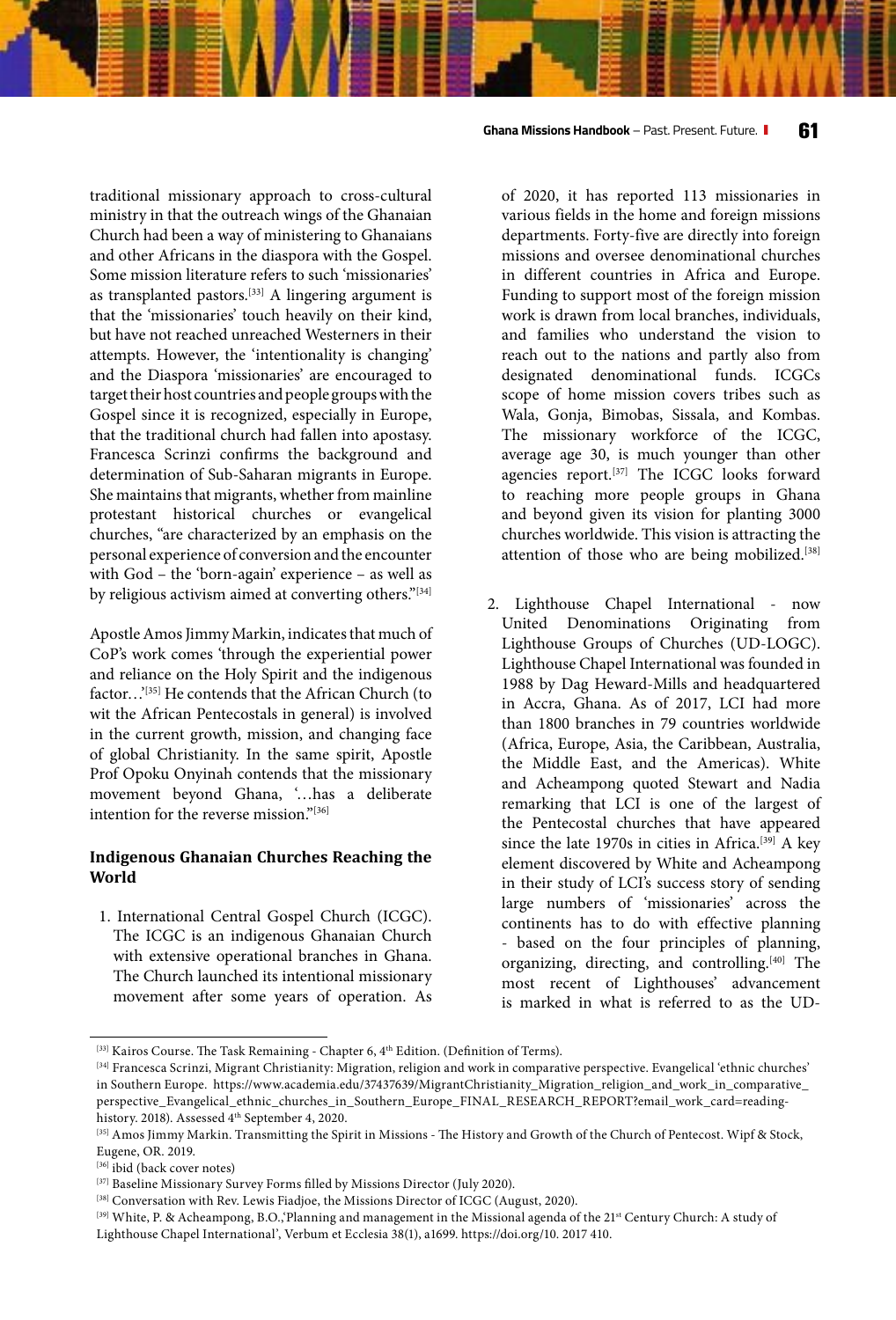traditional missionary approach to cross-cultural ministry in that the outreach wings of the Ghanaian Church had been a way of ministering to Ghanaians and other Africans in the diaspora with the Gospel. Some mission literature refers to such 'missionaries' as transplanted pastors.[33] A lingering argument is that the 'missionaries' touch heavily on their kind, but have not reached unreached Westerners in their attempts. However, the 'intentionality is changing' and the Diaspora 'missionaries' are encouraged to target their host countries and people groups with the Gospel since it is recognized, especially in Europe, that the traditional church had fallen into apostasy. Francesca Scrinzi confirms the background and determination of Sub-Saharan migrants in Europe. She maintains that migrants, whether from mainline protestant historical churches or evangelical churches, "are characterized by an emphasis on the personal experience of conversion and the encounter with God – the 'born-again' experience – as well as by religious activism aimed at converting others."[34]

Apostle Amos Jimmy Markin, indicates that much of CoP's work comes 'through the experiential power and reliance on the Holy Spirit and the indigenous factor…'[35] He contends that the African Church (to wit the African Pentecostals in general) is involved in the current growth, mission, and changing face of global Christianity. In the same spirit, Apostle Prof Opoku Onyinah contends that the missionary movement beyond Ghana, '…has a deliberate intention for the reverse mission."[36]

### Indigenous Ghanaian Churches Reaching the World

1. International Central Gospel Church (ICGC). The ICGC is an indigenous Ghanaian Church with extensive operational branches in Ghana. The Church launched its intentional missionary movement after some years of operation. As of 2020, it has reported 113 missionaries in various fields in the home and foreign missions departments. Forty-five are directly into foreign missions and oversee denominational churches in different countries in Africa and Europe. Funding to support most of the foreign mission work is drawn from local branches, individuals, and families who understand the vision to reach out to the nations and partly also from designated denominational funds. ICGCs scope of home mission covers tribes such as Wala, Gonja, Bimobas, Sissala, and Kombas. The missionary workforce of the ICGC, average age 30, is much younger than other agencies report.[37] The ICGC looks forward to reaching more people groups in Ghana and beyond given its vision for planting 3000 churches worldwide. This vision is attracting the attention of those who are being mobilized.[38]

2. Lighthouse Chapel International - now United Denominations Originating from Lighthouse Groups of Churches (UD-LOGC). Lighthouse Chapel International was founded in 1988 by Dag Heward-Mills and headquartered in Accra, Ghana. As of 2017, LCI had more than 1800 branches in 79 countries worldwide (Africa, Europe, Asia, the Caribbean, Australia, the Middle East, and the Americas). White and Acheampong quoted Stewart and Nadia remarking that LCI is one of the largest of the Pentecostal churches that have appeared since the late 1970s in cities in Africa.[39] A key element discovered by White and Acheampong in their study of LCI's success story of sending large numbers of 'missionaries' across the continents has to do with effective planning - based on the four principles of planning, organizing, directing, and controlling.[40] The most recent of Lighthouses' advancement is marked in what is referred to as the UD-

---

[33] Kairos Course. The Task Remaining - Chapter 6, 4th Edition. (Definition of Terms).

[34] Francesca Scrinzi, Migrant Christianity: Migration, religion and work in comparative perspective. Evangelical 'ethnic churches' in Southern Europe. https://www.academia.edu/37437639/MigrantChristianity_Migration_religion_and_work_in_comparative_perspective_Evangelical_ethnic_churches_in_Southern_Europe_FINAL_RESEARCH_REPORT?email_work_card=reading-history. 2018). Assessed 4th September 4, 2020.

[35] Amos Jimmy Markin. Transmitting the Spirit in Missions - The History and Growth of the Church of Pentecost. Wipf & Stock, Eugene, OR. 2019.

[36] ibid (back cover notes)

[37] Baseline Missionary Survey Forms filled by Missions Director (July 2020).

[38] Conversation with Rev. Lewis Fiadjoe, the Missions Director of ICGC (August, 2020).

[39] White, P. & Acheampong, B.O.,'Planning and management in the Missional agenda of the 21st Century Church: A study of Lighthouse Chapel International', Verbum et Ecclesia 38(1), a1699. https://doi.org/10. 2017 410.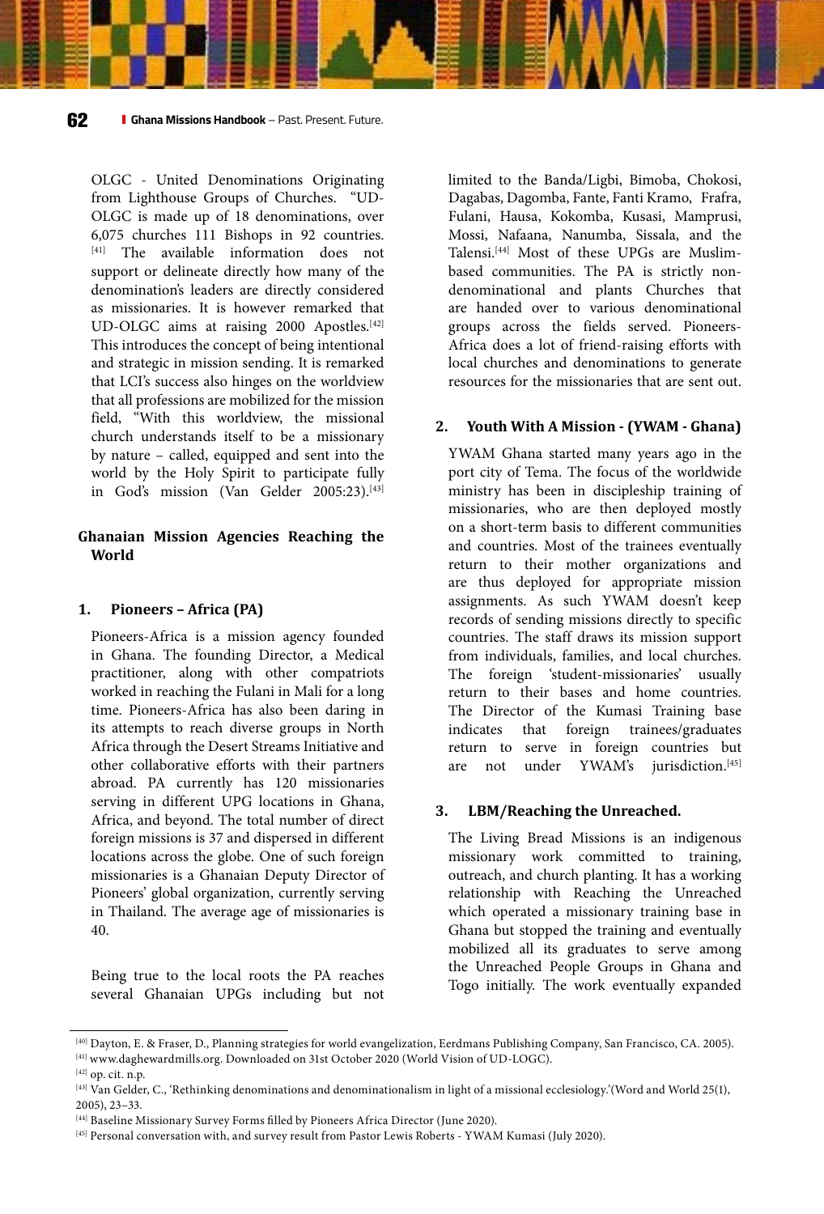OLGC - United Denominations Originating from Lighthouse Groups of Churches. "UD-OLGC is made up of 18 denominations, over 6,075 churches 111 Bishops in 92 countries.[41] The available information does not support or delineate directly how many of the denomination's leaders are directly considered as missionaries. It is however remarked that UD-OLGC aims at raising 2000 Apostles.[42] This introduces the concept of being intentional and strategic in mission sending. It is remarked that LCI's success also hinges on the worldview that all professions are mobilized for the mission field, "With this worldview, the missional church understands itself to be a missionary by nature – called, equipped and sent into the world by the Holy Spirit to participate fully in God's mission (Van Gelder 2005:23).[43]

## Ghanaian Mission Agencies Reaching the World

### 1. Pioneers – Africa (PA)

Pioneers-Africa is a mission agency founded in Ghana. The founding Director, a Medical practitioner, along with other compatriots worked in reaching the Fulani in Mali for a long time. Pioneers-Africa has also been daring in its attempts to reach diverse groups in North Africa through the Desert Streams Initiative and other collaborative efforts with their partners abroad. PA currently has 120 missionaries serving in different UPG locations in Ghana, Africa, and beyond. The total number of direct foreign missions is 37 and dispersed in different locations across the globe. One of such foreign missionaries is a Ghanaian Deputy Director of Pioneers' global organization, currently serving in Thailand. The average age of missionaries is 40.

Being true to the local roots the PA reaches several Ghanaian UPGs including but not limited to the Banda/Ligbi, Bimoba, Chokosi, Dagabas, Dagomba, Fante, Fanti Kramo, Frafra, Fulani, Hausa, Kokomba, Kusasi, Mamprusi, Mossi, Nafaana, Nanumba, Sissala, and the Talensi.[44] Most of these UPGs are Muslim-based communities. The PA is strictly non-denominational and plants Churches that are handed over to various denominational groups across the fields served. Pioneers-Africa does a lot of friend-raising efforts with local churches and denominations to generate resources for the missionaries that are sent out.

### 2. Youth With A Mission - (YWAM - Ghana)

YWAM Ghana started many years ago in the port city of Tema. The focus of the worldwide ministry has been in discipleship training of missionaries, who are then deployed mostly on a short-term basis to different communities and countries. Most of the trainees eventually return to their mother organizations and are thus deployed for appropriate mission assignments. As such YWAM doesn't keep records of sending missions directly to specific countries. The staff draws its mission support from individuals, families, and local churches. The foreign 'student-missionaries' usually return to their bases and home countries. The Director of the Kumasi Training base indicates that foreign trainees/graduates return to serve in foreign countries but are not under YWAM's jurisdiction.[45]

### 3. LBM/Reaching the Unreached.

The Living Bread Missions is an indigenous missionary work committed to training, outreach, and church planting. It has a working relationship with Reaching the Unreached which operated a missionary training base in Ghana but stopped the training and eventually mobilized all its graduates to serve among the Unreached People Groups in Ghana and Togo initially. The work eventually expanded

---

[40] Dayton, E. & Fraser, D., Planning strategies for world evangelization, Eerdmans Publishing Company, San Francisco, CA. 2005).

[41] www.daghewardmills.org. Downloaded on 31st October 2020 (World Vision of UD-LOGC).

[42] op. cit. n.p.

[43] Van Gelder, C., 'Rethinking denominations and denominationalism in light of a missional ecclesiology.'(Word and World 25(1), 2005), 23–33.

[44] Baseline Missionary Survey Forms filled by Pioneers Africa Director (June 2020).

[45] Personal conversation with, and survey result from Pastor Lewis Roberts - YWAM Kumasi (July 2020).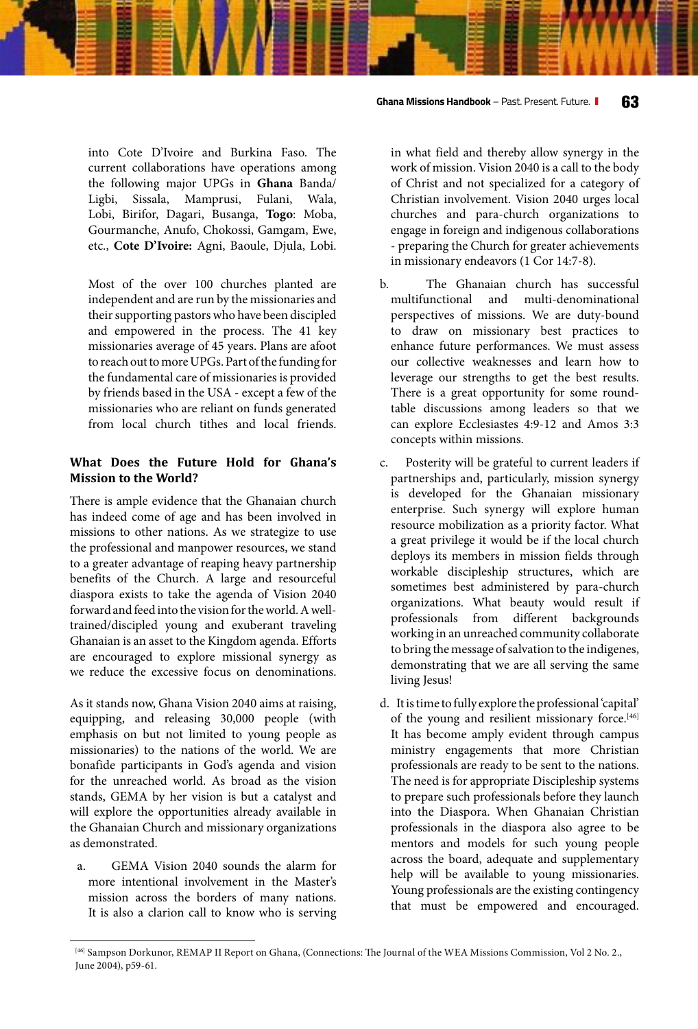into Cote D'Ivoire and Burkina Faso. The current collaborations have operations among the following major UPGs in **Ghana** Banda/Ligbi, Sissala, Mamprusi, Fulani, Wala, Lobi, Birifor, Dagari, Busanga, **Togo**: Moba, Gourmanche, Anufo, Chokossi, Gamgam, Ewe, etc., **Cote D'Ivoire:** Agni, Baoule, Djula, Lobi.

Most of the over 100 churches planted are independent and are run by the missionaries and their supporting pastors who have been discipled and empowered in the process. The 41 key missionaries average of 45 years. Plans are afoot to reach out to more UPGs. Part of the funding for the fundamental care of missionaries is provided by friends based in the USA - except a few of the missionaries who are reliant on funds generated from local church tithes and local friends.

### What Does the Future Hold for Ghana's Mission to the World?

There is ample evidence that the Ghanaian church has indeed come of age and has been involved in missions to other nations. As we strategize to use the professional and manpower resources, we stand to a greater advantage of reaping heavy partnership benefits of the Church. A large and resourceful diaspora exists to take the agenda of Vision 2040 forward and feed into the vision for the world. A well-trained/discipled young and exuberant traveling Ghanaian is an asset to the Kingdom agenda. Efforts are encouraged to explore missional synergy as we reduce the excessive focus on denominations.

As it stands now, Ghana Vision 2040 aims at raising, equipping, and releasing 30,000 people (with emphasis on but not limited to young people as missionaries) to the nations of the world. We are bonafide participants in God's agenda and vision for the unreached world. As broad as the vision stands, GEMA by her vision is but a catalyst and will explore the opportunities already available in the Ghanaian Church and missionary organizations as demonstrated.

a. GEMA Vision 2040 sounds the alarm for more intentional involvement in the Master's mission across the borders of many nations. It is also a clarion call to know who is serving in what field and thereby allow synergy in the work of mission. Vision 2040 is a call to the body of Christ and not specialized for a category of Christian involvement. Vision 2040 urges local churches and para-church organizations to engage in foreign and indigenous collaborations - preparing the Church for greater achievements in missionary endeavors (1 Cor 14:7-8).

b. The Ghanaian church has successful multifunctional and multi-denominational perspectives of missions. We are duty-bound to draw on missionary best practices to enhance future performances. We must assess our collective weaknesses and learn how to leverage our strengths to get the best results. There is a great opportunity for some round-table discussions among leaders so that we can explore Ecclesiastes 4:9-12 and Amos 3:3 concepts within missions.

c. Posterity will be grateful to current leaders if partnerships and, particularly, mission synergy is developed for the Ghanaian missionary enterprise. Such synergy will explore human resource mobilization as a priority factor. What a great privilege it would be if the local church deploys its members in mission fields through workable discipleship structures, which are sometimes best administered by para-church organizations. What beauty would result if professionals from different backgrounds working in an unreached community collaborate to bring the message of salvation to the indigenes, demonstrating that we are all serving the same living Jesus!

d. It is time to fully explore the professional 'capital' of the young and resilient missionary force.[46] It has become amply evident through campus ministry engagements that more Christian professionals are ready to be sent to the nations. The need is for appropriate Discipleship systems to prepare such professionals before they launch into the Diaspora. When Ghanaian Christian professionals in the diaspora also agree to be mentors and models for such young people across the board, adequate and supplementary help will be available to young missionaries. Young professionals are the existing contingency that must be empowered and encouraged.

[46] Sampson Dorkunor, REMAP II Report on Ghana, (Connections: The Journal of the WEA Missions Commission, Vol 2 No. 2., June 2004), p59-61.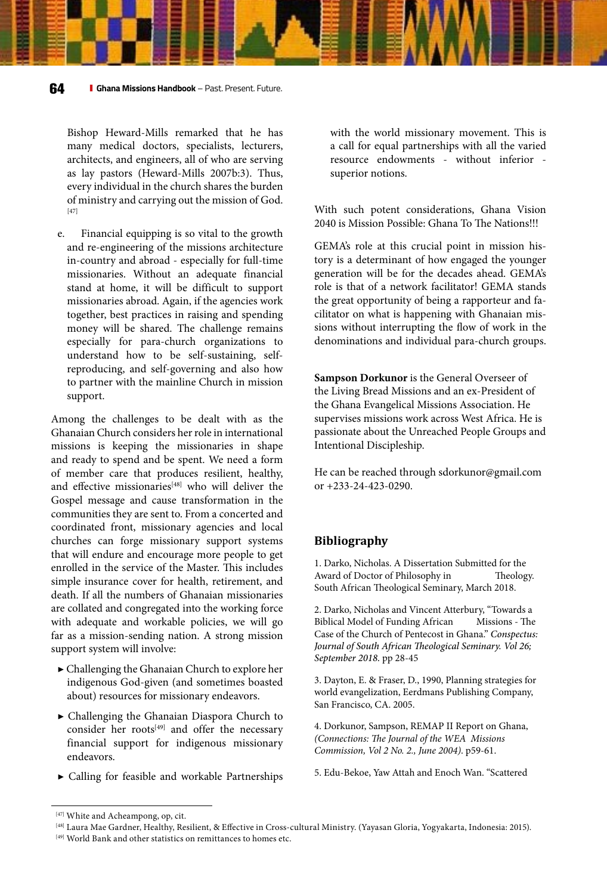Bishop Heward-Mills remarked that he has many medical doctors, specialists, lecturers, architects, and engineers, all of who are serving as lay pastors (Heward-Mills 2007b:3). Thus, every individual in the church shares the burden of ministry and carrying out the mission of God.[47]

e. Financial equipping is so vital to the growth and re-engineering of the missions architecture in-country and abroad - especially for full-time missionaries. Without an adequate financial stand at home, it will be difficult to support missionaries abroad. Again, if the agencies work together, best practices in raising and spending money will be shared. The challenge remains especially for para-church organizations to understand how to be self-sustaining, self-reproducing, and self-governing and also how to partner with the mainline Church in mission support.

Among the challenges to be dealt with as the Ghanaian Church considers her role in international missions is keeping the missionaries in shape and ready to spend and be spent. We need a form of member care that produces resilient, healthy, and effective missionaries[48] who will deliver the Gospel message and cause transformation in the communities they are sent to. From a concerted and coordinated front, missionary agencies and local churches can forge missionary support systems that will endure and encourage more people to get enrolled in the service of the Master. This includes simple insurance cover for health, retirement, and death. If all the numbers of Ghanaian missionaries are collated and congregated into the working force with adequate and workable policies, we will go far as a mission-sending nation. A strong mission support system will involve:

- Challenging the Ghanaian Church to explore her indigenous God-given (and sometimes boasted about) resources for missionary endeavors.
- Challenging the Ghanaian Diaspora Church to consider her roots[49] and offer the necessary financial support for indigenous missionary endeavors.
- Calling for feasible and workable Partnerships with the world missionary movement. This is a call for equal partnerships with all the varied resource endowments - without inferior - superior notions.

With such potent considerations, Ghana Vision 2040 is Mission Possible: Ghana To The Nations!!!

GEMA's role at this crucial point in mission history is a determinant of how engaged the younger generation will be for the decades ahead. GEMA's role is that of a network facilitator! GEMA stands the great opportunity of being a rapporteur and facilitator on what is happening with Ghanaian missions without interrupting the flow of work in the denominations and individual para-church groups.

**Sampson Dorkunor** is the General Overseer of the Living Bread Missions and an ex-President of the Ghana Evangelical Missions Association. He supervises missions work across West Africa. He is passionate about the Unreached People Groups and Intentional Discipleship.

He can be reached through sdorkunor@gmail.com or +233-24-423-0290.

## Bibliography

1. Darko, Nicholas. A Dissertation Submitted for the Award of Doctor of Philosophy in Theology. South African Theological Seminary, March 2018.

2. Darko, Nicholas and Vincent Atterbury, "Towards a Biblical Model of Funding African Missions - The Case of the Church of Pentecost in Ghana." *Conspectus: Journal of South African Theological Seminary. Vol 26; September 2018.* pp 28-45

3. Dayton, E. & Fraser, D., 1990, Planning strategies for world evangelization, Eerdmans Publishing Company, San Francisco, CA. 2005.

4. Dorkunor, Sampson, REMAP II Report on Ghana, *(Connections: The Journal of the WEA Missions Commission, Vol 2 No. 2., June 2004)*. p59-61.

5. Edu-Bekoe, Yaw Attah and Enoch Wan. "Scattered

---

[47] White and Acheampong, op, cit.

[48] Laura Mae Gardner, Healthy, Resilient, & Effective in Cross-cultural Ministry. (Yayasan Gloria, Yogyakarta, Indonesia: 2015).

[49] World Bank and other statistics on remittances to homes etc.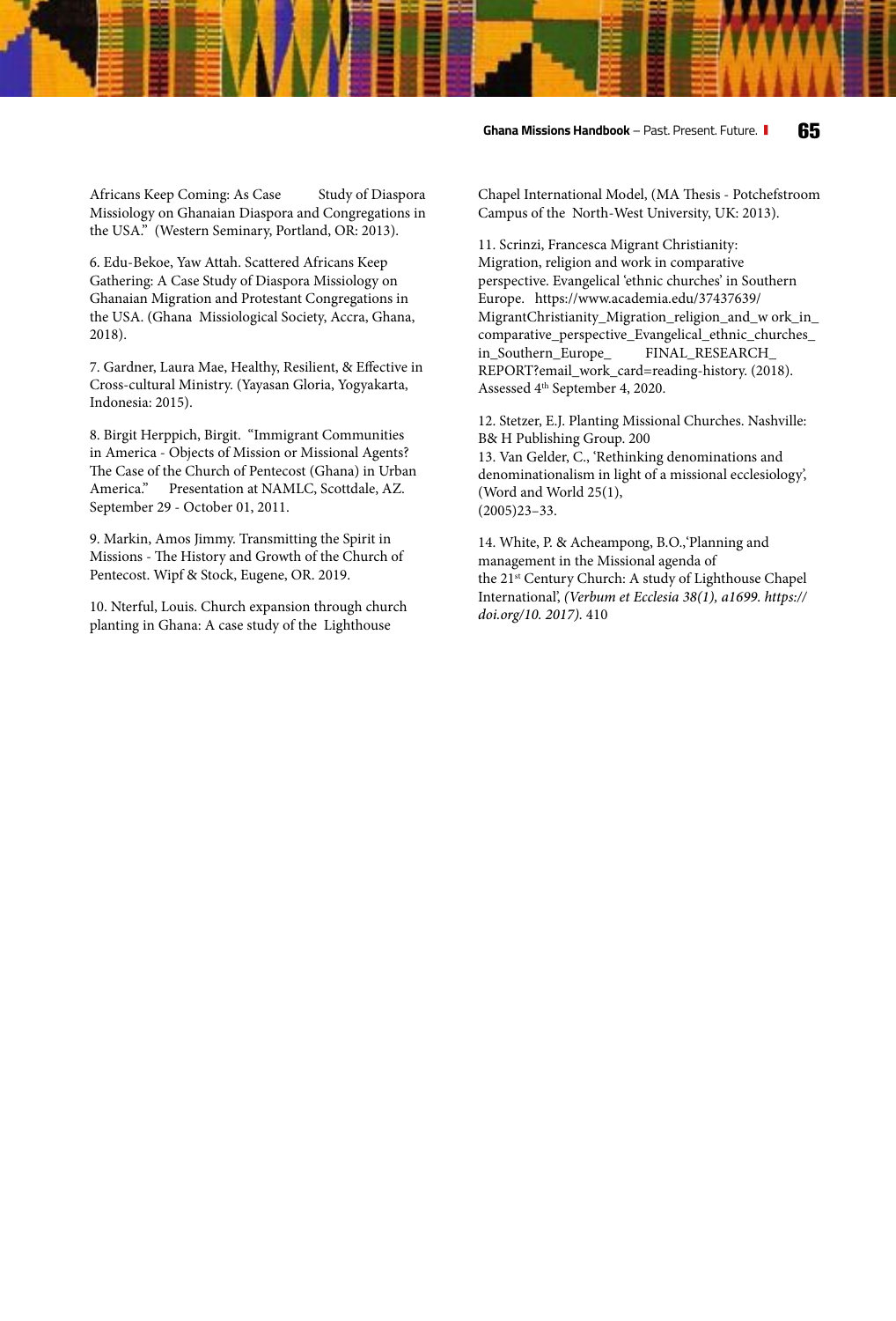Africans Keep Coming: As Case Study of Diaspora Missiology on Ghanaian Diaspora and Congregations in the USA." (Western Seminary, Portland, OR: 2013).

6. Edu-Bekoe, Yaw Attah. Scattered Africans Keep Gathering: A Case Study of Diaspora Missiology on Ghanaian Migration and Protestant Congregations in the USA. (Ghana Missiological Society, Accra, Ghana, 2018).

7. Gardner, Laura Mae, Healthy, Resilient, & Effective in Cross-cultural Ministry. (Yayasan Gloria, Yogyakarta, Indonesia: 2015).

8. Birgit Herppich, Birgit. "Immigrant Communities in America - Objects of Mission or Missional Agents? The Case of the Church of Pentecost (Ghana) in Urban America." Presentation at NAMLC, Scottdale, AZ. September 29 - October 01, 2011.

9. Markin, Amos Jimmy. Transmitting the Spirit in Missions - The History and Growth of the Church of Pentecost. Wipf & Stock, Eugene, OR. 2019.

10. Nterful, Louis. Church expansion through church planting in Ghana: A case study of the Lighthouse Chapel International Model, (MA Thesis - Potchefstroom Campus of the North-West University, UK: 2013).

11. Scrinzi, Francesca Migrant Christianity: Migration, religion and work in comparative perspective. Evangelical 'ethnic churches' in Southern Europe. https://www.academia.edu/37437639/MigrantChristianity_Migration_religion_and_w ork_in_comparative_perspective_Evangelical_ethnic_churches_in_Southern_Europe_ FINAL_RESEARCH_REPORT?email_work_card=reading-history. (2018). Assessed 4th September 4, 2020.

12. Stetzer, E.J. Planting Missional Churches. Nashville: B& H Publishing Group. 200

13. Van Gelder, C., 'Rethinking denominations and denominationalism in light of a missional ecclesiology', (Word and World 25(1), (2005)23–33.

14. White, P. & Acheampong, B.O.,'Planning and management in the Missional agenda of the 21st Century Church: A study of Lighthouse Chapel International', *(Verbum et Ecclesia 38(1), a1699. https://doi.org/10. 2017).* 410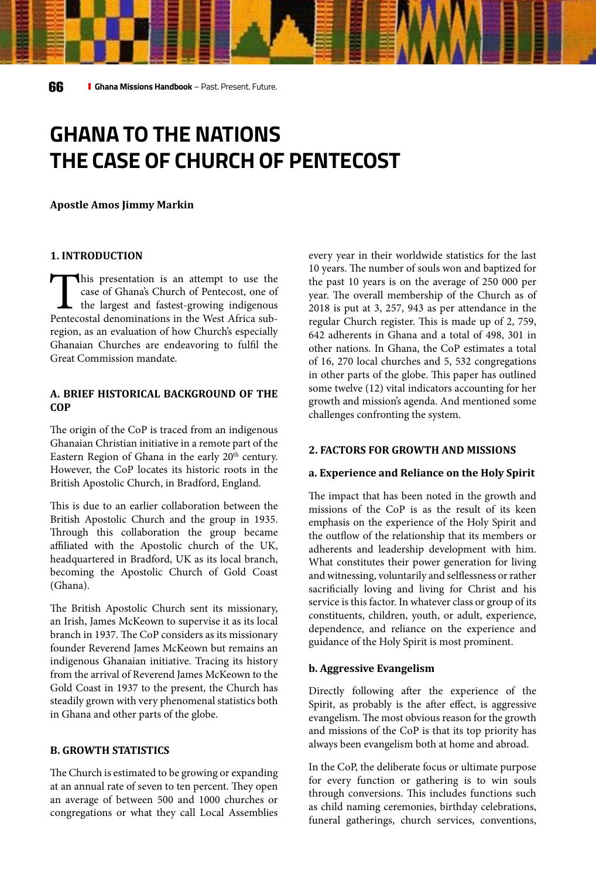# GHANA TO THE NATIONS
# THE CASE OF CHURCH OF PENTECOST

**Apostle Amos Jimmy Markin**

## 1. INTRODUCTION

This presentation is an attempt to use the case of Ghana's Church of Pentecost, one of the largest and fastest-growing indigenous Pentecostal denominations in the West Africa sub-region, as an evaluation of how Church's especially Ghanaian Churches are endeavoring to fulfil the Great Commission mandate.

### A. BRIEF HISTORICAL BACKGROUND OF THE COP

The origin of the CoP is traced from an indigenous Ghanaian Christian initiative in a remote part of the Eastern Region of Ghana in the early 20th century. However, the CoP locates its historic roots in the British Apostolic Church, in Bradford, England.

This is due to an earlier collaboration between the British Apostolic Church and the group in 1935. Through this collaboration the group became affiliated with the Apostolic church of the UK, headquartered in Bradford, UK as its local branch, becoming the Apostolic Church of Gold Coast (Ghana).

The British Apostolic Church sent its missionary, an Irish, James McKeown to supervise it as its local branch in 1937. The CoP considers as its missionary founder Reverend James McKeown but remains an indigenous Ghanaian initiative. Tracing its history from the arrival of Reverend James McKeown to the Gold Coast in 1937 to the present, the Church has steadily grown with very phenomenal statistics both in Ghana and other parts of the globe.

### B. GROWTH STATISTICS

The Church is estimated to be growing or expanding at an annual rate of seven to ten percent. They open an average of between 500 and 1000 churches or congregations or what they call Local Assemblies every year in their worldwide statistics for the last 10 years. The number of souls won and baptized for the past 10 years is on the average of 250 000 per year. The overall membership of the Church as of 2018 is put at 3, 257, 943 as per attendance in the regular Church register. This is made up of 2, 759, 642 adherents in Ghana and a total of 498, 301 in other nations. In Ghana, the CoP estimates a total of 16, 270 local churches and 5, 532 congregations in other parts of the globe. This paper has outlined some twelve (12) vital indicators accounting for her growth and mission's agenda. And mentioned some challenges confronting the system.

## 2. FACTORS FOR GROWTH AND MISSIONS

### a. Experience and Reliance on the Holy Spirit

The impact that has been noted in the growth and missions of the CoP is as the result of its keen emphasis on the experience of the Holy Spirit and the outflow of the relationship that its members or adherents and leadership development with him. What constitutes their power generation for living and witnessing, voluntarily and selflessness or rather sacrificially loving and living for Christ and his service is this factor. In whatever class or group of its constituents, children, youth, or adult, experience, dependence, and reliance on the experience and guidance of the Holy Spirit is most prominent.

### b. Aggressive Evangelism

Directly following after the experience of the Spirit, as probably is the after effect, is aggressive evangelism. The most obvious reason for the growth and missions of the CoP is that its top priority has always been evangelism both at home and abroad.

In the CoP, the deliberate focus or ultimate purpose for every function or gathering is to win souls through conversions. This includes functions such as child naming ceremonies, birthday celebrations, funeral gatherings, church services, conventions,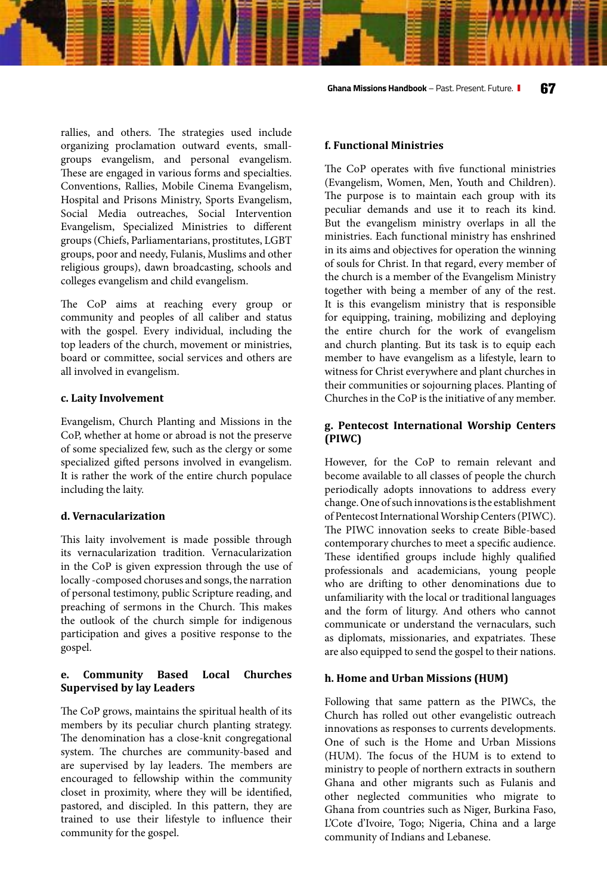rallies, and others. The strategies used include organizing proclamation outward events, small-groups evangelism, and personal evangelism. These are engaged in various forms and specialties. Conventions, Rallies, Mobile Cinema Evangelism, Hospital and Prisons Ministry, Sports Evangelism, Social Media outreaches, Social Intervention Evangelism, Specialized Ministries to different groups (Chiefs, Parliamentarians, prostitutes, LGBT groups, poor and needy, Fulanis, Muslims and other religious groups), dawn broadcasting, schools and colleges evangelism and child evangelism.

The CoP aims at reaching every group or community and peoples of all caliber and status with the gospel. Every individual, including the top leaders of the church, movement or ministries, board or committee, social services and others are all involved in evangelism.

**c. Laity Involvement**

Evangelism, Church Planting and Missions in the CoP, whether at home or abroad is not the preserve of some specialized few, such as the clergy or some specialized gifted persons involved in evangelism. It is rather the work of the entire church populace including the laity.

**d. Vernacularization**

This laity involvement is made possible through its vernacularization tradition. Vernacularization in the CoP is given expression through the use of locally -composed choruses and songs, the narration of personal testimony, public Scripture reading, and preaching of sermons in the Church. This makes the outlook of the church simple for indigenous participation and gives a positive response to the gospel.

**e. Community Based Local Churches Supervised by lay Leaders**

The CoP grows, maintains the spiritual health of its members by its peculiar church planting strategy. The denomination has a close-knit congregational system. The churches are community-based and are supervised by lay leaders. The members are encouraged to fellowship within the community closet in proximity, where they will be identified, pastored, and discipled. In this pattern, they are trained to use their lifestyle to influence their community for the gospel.

**f. Functional Ministries**

The CoP operates with five functional ministries (Evangelism, Women, Men, Youth and Children). The purpose is to maintain each group with its peculiar demands and use it to reach its kind. But the evangelism ministry overlaps in all the ministries. Each functional ministry has enshrined in its aims and objectives for operation the winning of souls for Christ. In that regard, every member of the church is a member of the Evangelism Ministry together with being a member of any of the rest. It is this evangelism ministry that is responsible for equipping, training, mobilizing and deploying the entire church for the work of evangelism and church planting. But its task is to equip each member to have evangelism as a lifestyle, learn to witness for Christ everywhere and plant churches in their communities or sojourning places. Planting of Churches in the CoP is the initiative of any member.

**g. Pentecost International Worship Centers (PIWC)**

However, for the CoP to remain relevant and become available to all classes of people the church periodically adopts innovations to address every change. One of such innovations is the establishment of Pentecost International Worship Centers (PIWC). The PIWC innovation seeks to create Bible-based contemporary churches to meet a specific audience. These identified groups include highly qualified professionals and academicians, young people who are drifting to other denominations due to unfamiliarity with the local or traditional languages and the form of liturgy. And others who cannot communicate or understand the vernaculars, such as diplomats, missionaries, and expatriates. These are also equipped to send the gospel to their nations.

**h. Home and Urban Missions (HUM)**

Following that same pattern as the PIWCs, the Church has rolled out other evangelistic outreach innovations as responses to currents developments. One of such is the Home and Urban Missions (HUM). The focus of the HUM is to extend to ministry to people of northern extracts in southern Ghana and other migrants such as Fulanis and other neglected communities who migrate to Ghana from countries such as Niger, Burkina Faso, L'Cote d'Ivoire, Togo; Nigeria, China and a large community of Indians and Lebanese.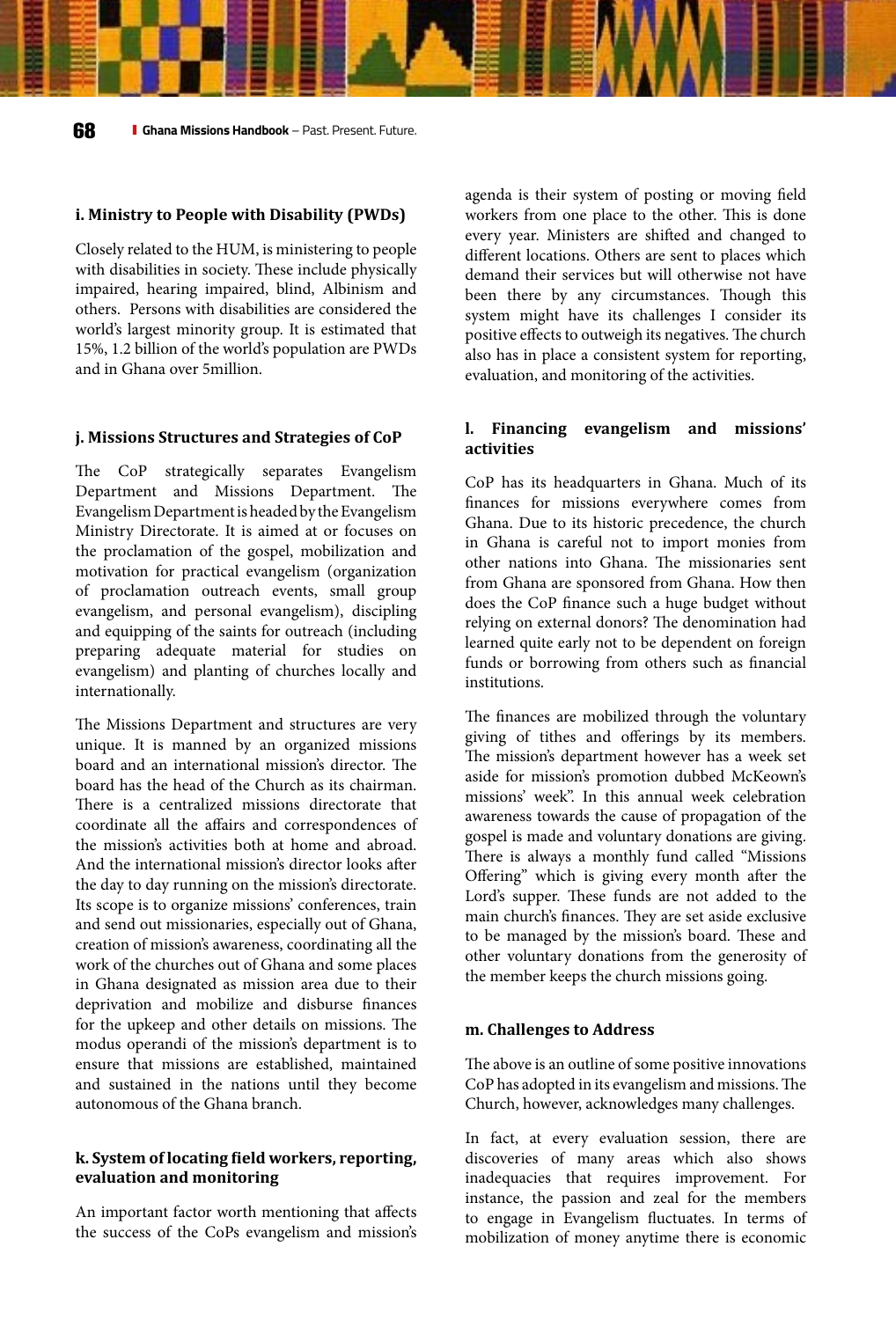### i. Ministry to People with Disability (PWDs)

Closely related to the HUM, is ministering to people with disabilities in society. These include physically impaired, hearing impaired, blind, Albinism and others. Persons with disabilities are considered the world's largest minority group. It is estimated that 15%, 1.2 billion of the world's population are PWDs and in Ghana over 5million.

### j. Missions Structures and Strategies of CoP

The CoP strategically separates Evangelism Department and Missions Department. The Evangelism Department is headed by the Evangelism Ministry Directorate. It is aimed at or focuses on the proclamation of the gospel, mobilization and motivation for practical evangelism (organization of proclamation outreach events, small group evangelism, and personal evangelism), discipling and equipping of the saints for outreach (including preparing adequate material for studies on evangelism) and planting of churches locally and internationally.

The Missions Department and structures are very unique. It is manned by an organized missions board and an international mission's director. The board has the head of the Church as its chairman. There is a centralized missions directorate that coordinate all the affairs and correspondences of the mission's activities both at home and abroad. And the international mission's director looks after the day to day running on the mission's directorate. Its scope is to organize missions' conferences, train and send out missionaries, especially out of Ghana, creation of mission's awareness, coordinating all the work of the churches out of Ghana and some places in Ghana designated as mission area due to their deprivation and mobilize and disburse finances for the upkeep and other details on missions. The modus operandi of the mission's department is to ensure that missions are established, maintained and sustained in the nations until they become autonomous of the Ghana branch.

### k. System of locating field workers, reporting, evaluation and monitoring

An important factor worth mentioning that affects the success of the CoPs evangelism and mission's agenda is their system of posting or moving field workers from one place to the other. This is done every year. Ministers are shifted and changed to different locations. Others are sent to places which demand their services but will otherwise not have been there by any circumstances. Though this system might have its challenges I consider its positive effects to outweigh its negatives. The church also has in place a consistent system for reporting, evaluation, and monitoring of the activities.

### l. Financing evangelism and missions' activities

CoP has its headquarters in Ghana. Much of its finances for missions everywhere comes from Ghana. Due to its historic precedence, the church in Ghana is careful not to import monies from other nations into Ghana. The missionaries sent from Ghana are sponsored from Ghana. How then does the CoP finance such a huge budget without relying on external donors? The denomination had learned quite early not to be dependent on foreign funds or borrowing from others such as financial institutions.

The finances are mobilized through the voluntary giving of tithes and offerings by its members. The mission's department however has a week set aside for mission's promotion dubbed McKeown's missions' week". In this annual week celebration awareness towards the cause of propagation of the gospel is made and voluntary donations are giving. There is always a monthly fund called "Missions Offering" which is giving every month after the Lord's supper. These funds are not added to the main church's finances. They are set aside exclusive to be managed by the mission's board. These and other voluntary donations from the generosity of the member keeps the church missions going.

### m. Challenges to Address

The above is an outline of some positive innovations CoP has adopted in its evangelism and missions. The Church, however, acknowledges many challenges.

In fact, at every evaluation session, there are discoveries of many areas which also shows inadequacies that requires improvement. For instance, the passion and zeal for the members to engage in Evangelism fluctuates. In terms of mobilization of money anytime there is economic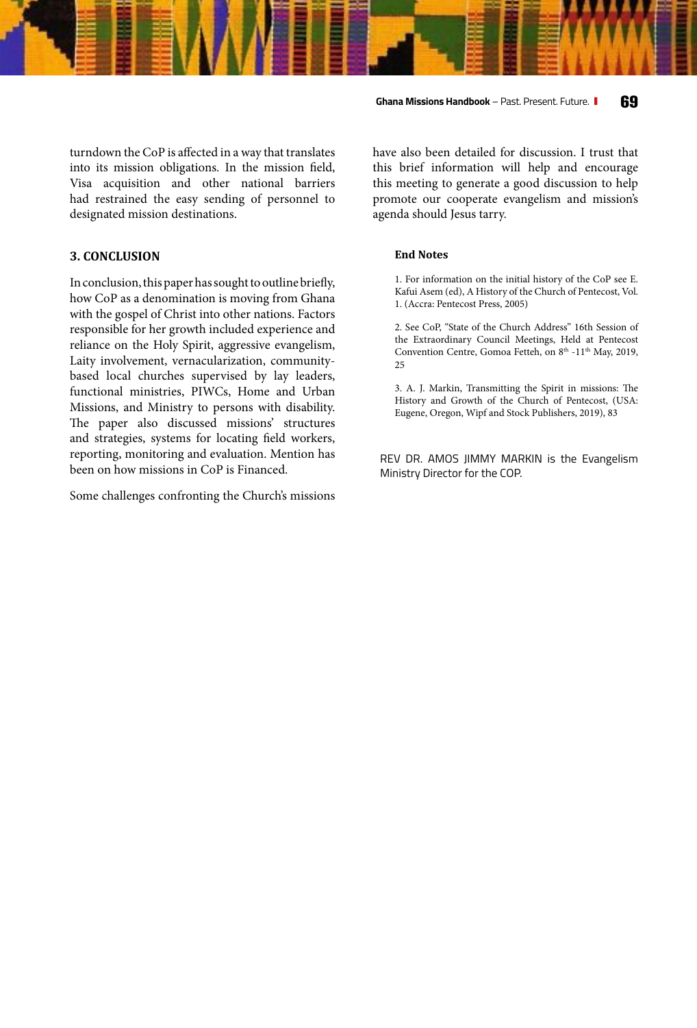turndown the CoP is affected in a way that translates into its mission obligations. In the mission field, Visa acquisition and other national barriers had restrained the easy sending of personnel to designated mission destinations.

### 3. CONCLUSION

In conclusion, this paper has sought to outline briefly, how CoP as a denomination is moving from Ghana with the gospel of Christ into other nations. Factors responsible for her growth included experience and reliance on the Holy Spirit, aggressive evangelism, Laity involvement, vernacularization, community-based local churches supervised by lay leaders, functional ministries, PIWCs, Home and Urban Missions, and Ministry to persons with disability. The paper also discussed missions' structures and strategies, systems for locating field workers, reporting, monitoring and evaluation. Mention has been on how missions in CoP is Financed.

Some challenges confronting the Church's missions have also been detailed for discussion. I trust that this brief information will help and encourage this meeting to generate a good discussion to help promote our cooperate evangelism and mission's agenda should Jesus tarry.

#### End Notes

1. For information on the initial history of the CoP see E. Kafui Asem (ed), A History of the Church of Pentecost, Vol. 1. (Accra: Pentecost Press, 2005)

2. See CoP, "State of the Church Address" 16th Session of the Extraordinary Council Meetings, Held at Pentecost Convention Centre, Gomoa Fetteh, on 8th -11th May, 2019, 25

3. A. J. Markin, Transmitting the Spirit in missions: The History and Growth of the Church of Pentecost, (USA: Eugene, Oregon, Wipf and Stock Publishers, 2019), 83

REV DR. AMOS JIMMY MARKIN is the Evangelism Ministry Director for the COP.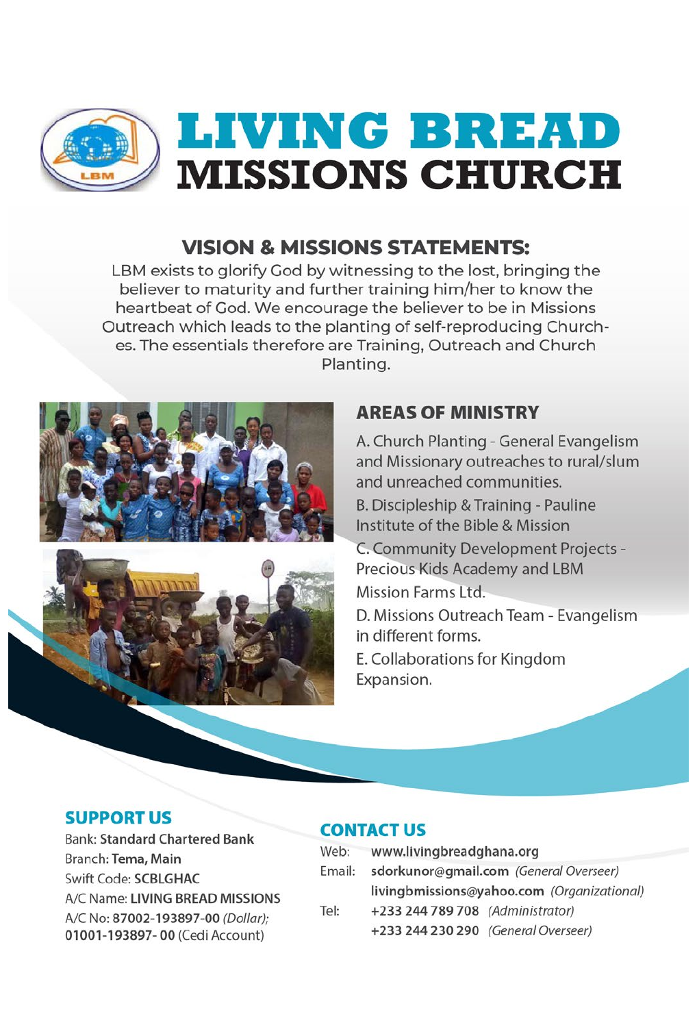# LIVING BREAD MISSIONS CHURCH

## VISION & MISSIONS STATEMENTS:

LBM exists to glorify God by witnessing to the lost, bringing the believer to maturity and further training him/her to know the heartbeat of God. We encourage the believer to be in Missions Outreach which leads to the planting of self-reproducing Churches. The essentials therefore are Training, Outreach and Church Planting.

## AREAS OF MINISTRY

A. Church Planting - General Evangelism and Missionary outreaches to rural/slum and unreached communities.

B. Discipleship & Training - Pauline Institute of the Bible & Mission

C. Community Development Projects - Precious Kids Academy and LBM Mission Farms Ltd.

D. Missions Outreach Team - Evangelism in different forms.

E. Collaborations for Kingdom Expansion.

## SUPPORT US

Bank: **Standard Chartered Bank**
Branch: **Tema, Main**
Swift Code: **SCBLGHAC**
A/C Name: **LIVING BREAD MISSIONS**
A/C No: **87002-193897-00** *(Dollar);*
**01001-193897- 00** (Cedi Account)

## CONTACT US

Web: **www.livingbreadghana.org**
Email: **sdorkunor@gmail.com** *(General Overseer)*
**livingbmissions@yahoo.com** *(Organizational)*
Tel: **+233 244 789 708** *(Administrator)*
**+233 244 230 290** *(General Overseer)*